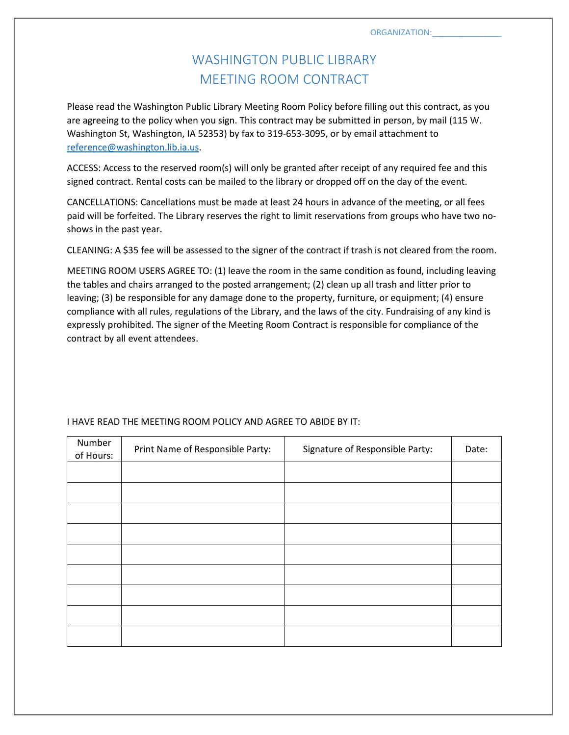ORGANIZATION:_______________

# WASHINGTON PUBLIC LIBRARY
# MEETING ROOM CONTRACT

Please read the Washington Public Library Meeting Room Policy before filling out this contract, as you are agreeing to the policy when you sign. This contract may be submitted in person, by mail (115 W. Washington St, Washington, IA 52353) by fax to 319-653-3095, or by email attachment to reference@washington.lib.ia.us.

ACCESS: Access to the reserved room(s) will only be granted after receipt of any required fee and this signed contract. Rental costs can be mailed to the library or dropped off on the day of the event.

CANCELLATIONS: Cancellations must be made at least 24 hours in advance of the meeting, or all fees paid will be forfeited. The Library reserves the right to limit reservations from groups who have two no-shows in the past year.

CLEANING: A $35 fee will be assessed to the signer of the contract if trash is not cleared from the room.

MEETING ROOM USERS AGREE TO: (1) leave the room in the same condition as found, including leaving the tables and chairs arranged to the posted arrangement; (2) clean up all trash and litter prior to leaving; (3) be responsible for any damage done to the property, furniture, or equipment; (4) ensure compliance with all rules, regulations of the Library, and the laws of the city. Fundraising of any kind is expressly prohibited. The signer of the Meeting Room Contract is responsible for compliance of the contract by all event attendees.

I HAVE READ THE MEETING ROOM POLICY AND AGREE TO ABIDE BY IT:

| Number of Hours: | Print Name of Responsible Party: | Signature of Responsible Party: | Date: |
|---|---|---|---|
| | | | |
| | | | |
| | | | |
| | | | |
| | | | |
| | | | |
| | | | |
| | | | |
| | | | |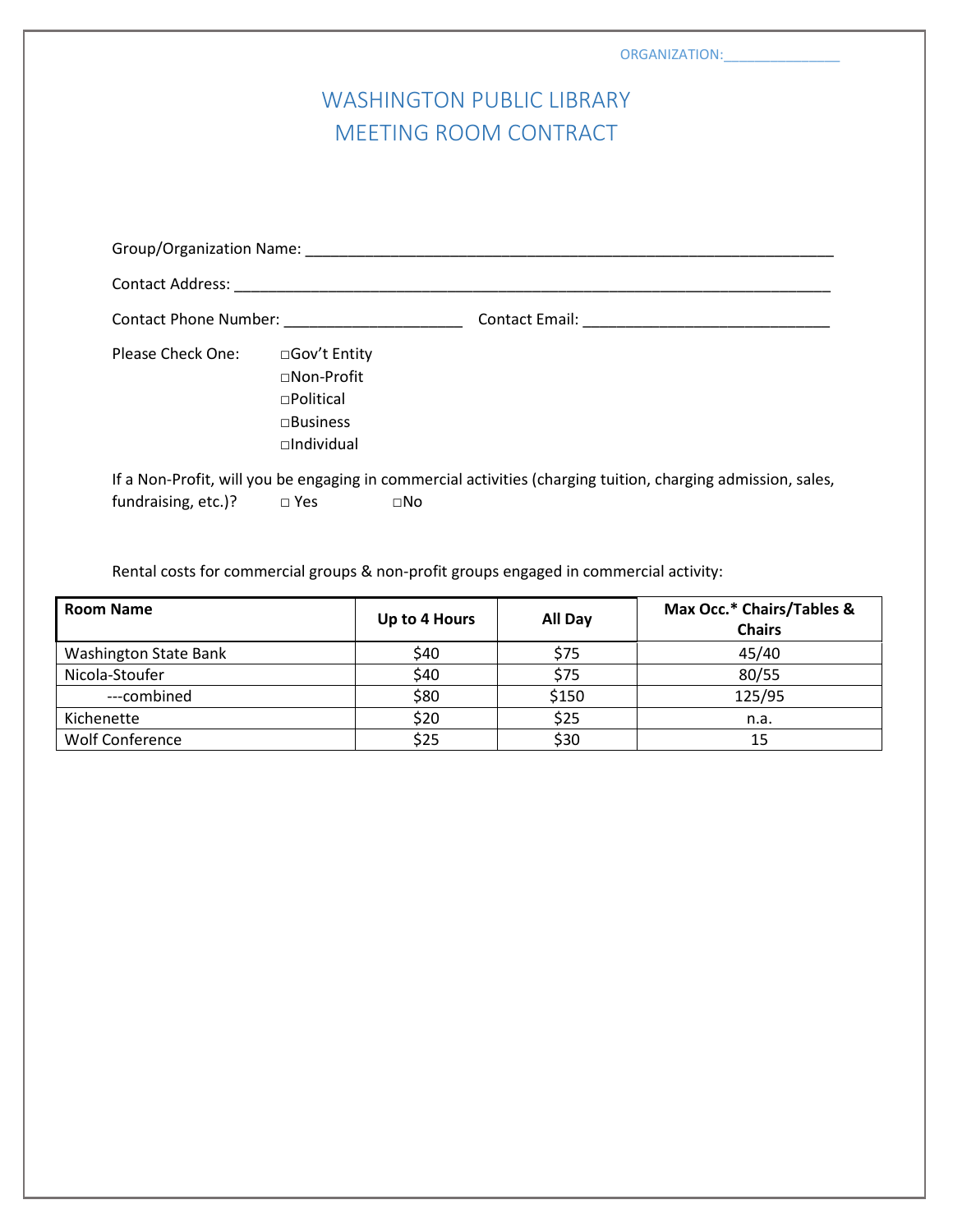ORGANIZATION:_______________

# WASHINGTON PUBLIC LIBRARY
# MEETING ROOM CONTRACT

Group/Organization Name: _________________________________________________________________

Contact Address: ___________________________________________________________________________

Contact Phone Number: _____________________ Contact Email: _____________________________

Please Check One:
- □Gov't Entity
- □Non-Profit
- □Political
- □Business
- □Individual

If a Non-Profit, will you be engaging in commercial activities (charging tuition, charging admission, sales, fundraising, etc.)? □ Yes □No

Rental costs for commercial groups & non-profit groups engaged in commercial activity:

| Room Name | Up to 4 Hours | All Day | Max Occ.* Chairs/Tables & Chairs |
|---|---|---|---|
| Washington State Bank | $40 | $75 | 45/40 |
| Nicola-Stoufer | $40 | $75 | 80/55 |
| ---combined | $80 | $150 | 125/95 |
| Kichenette | $20 | $25 | n.a. |
| Wolf Conference | $25 | $30 | 15 |